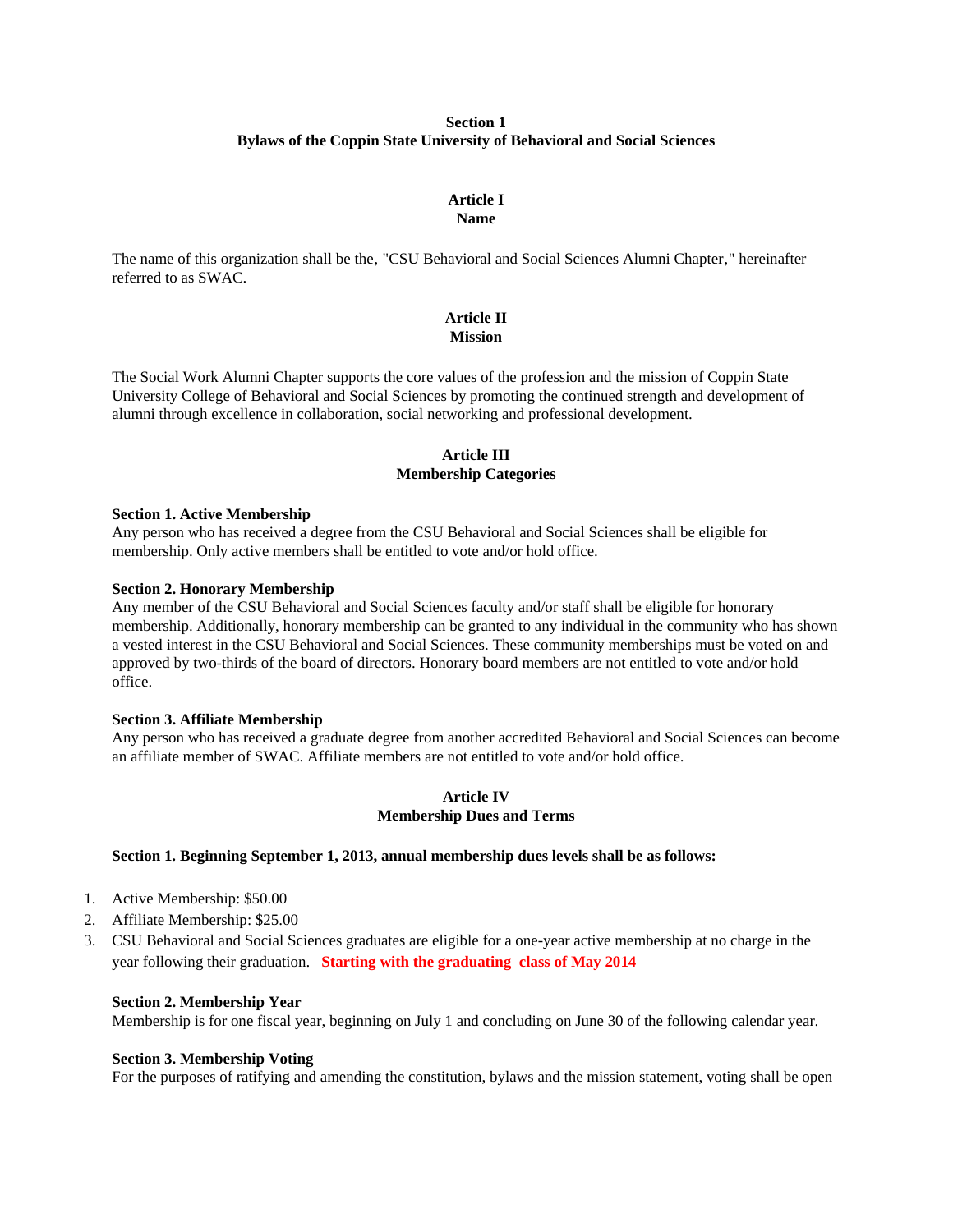**Section 1**
**Bylaws of the Coppin State University of Behavioral and Social Sciences**

## Article I
## Name

The name of this organization shall be the, "CSU Behavioral and Social Sciences Alumni Chapter," hereinafter referred to as SWAC.

## Article II
## Mission

The Social Work Alumni Chapter supports the core values of the profession and the mission of Coppin State University College of Behavioral and Social Sciences by promoting the continued strength and development of alumni through excellence in collaboration, social networking and professional development.

## Article III
## Membership Categories

**Section 1. Active Membership**
Any person who has received a degree from the CSU Behavioral and Social Sciences shall be eligible for membership. Only active members shall be entitled to vote and/or hold office.

**Section 2. Honorary Membership**
Any member of the CSU Behavioral and Social Sciences faculty and/or staff shall be eligible for honorary membership. Additionally, honorary membership can be granted to any individual in the community who has shown a vested interest in the CSU Behavioral and Social Sciences. These community memberships must be voted on and approved by two-thirds of the board of directors. Honorary board members are not entitled to vote and/or hold office.

**Section 3. Affiliate Membership**
Any person who has received a graduate degree from another accredited Behavioral and Social Sciences can become an affiliate member of SWAC. Affiliate members are not entitled to vote and/or hold office.

## Article IV
## Membership Dues and Terms

**Section 1. Beginning September 1, 2013, annual membership dues levels shall be as follows:**

1. Active Membership: $50.00
2. Affiliate Membership: $25.00
3. CSU Behavioral and Social Sciences graduates are eligible for a one-year active membership at no charge in the year following their graduation. **Starting with the graduating class of May 2014**

**Section 2. Membership Year**
Membership is for one fiscal year, beginning on July 1 and concluding on June 30 of the following calendar year.

**Section 3. Membership Voting**
For the purposes of ratifying and amending the constitution, bylaws and the mission statement, voting shall be open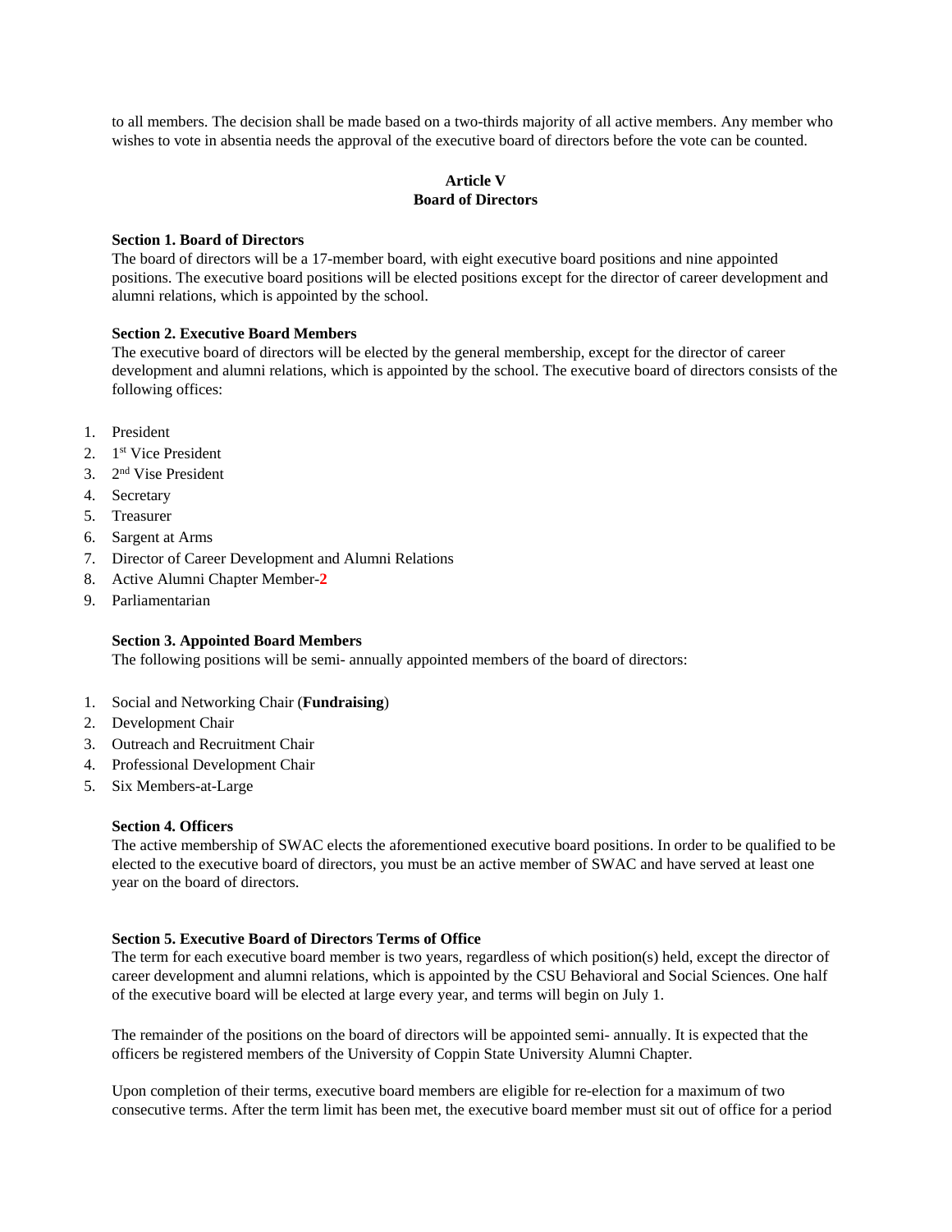to all members. The decision shall be made based on a two-thirds majority of all active members. Any member who wishes to vote in absentia needs the approval of the executive board of directors before the vote can be counted.

## Article V
## Board of Directors

**Section 1. Board of Directors**
The board of directors will be a 17-member board, with eight executive board positions and nine appointed positions. The executive board positions will be elected positions except for the director of career development and alumni relations, which is appointed by the school.

**Section 2. Executive Board Members**
The executive board of directors will be elected by the general membership, except for the director of career development and alumni relations, which is appointed by the school. The executive board of directors consists of the following offices:

1. President
2. 1st Vice President
3. 2nd Vise President
4. Secretary
5. Treasurer
6. Sargent at Arms
7. Director of Career Development and Alumni Relations
8. Active Alumni Chapter Member-**2**
9. Parliamentarian

**Section 3. Appointed Board Members**
The following positions will be semi- annually appointed members of the board of directors:

1. Social and Networking Chair (**Fundraising**)
2. Development Chair
3. Outreach and Recruitment Chair
4. Professional Development Chair
5. Six Members-at-Large

**Section 4. Officers**
The active membership of SWAC elects the aforementioned executive board positions. In order to be qualified to be elected to the executive board of directors, you must be an active member of SWAC and have served at least one year on the board of directors.

**Section 5. Executive Board of Directors Terms of Office**
The term for each executive board member is two years, regardless of which position(s) held, except the director of career development and alumni relations, which is appointed by the CSU Behavioral and Social Sciences. One half of the executive board will be elected at large every year, and terms will begin on July 1.

The remainder of the positions on the board of directors will be appointed semi- annually. It is expected that the officers be registered members of the University of Coppin State University Alumni Chapter.

Upon completion of their terms, executive board members are eligible for re-election for a maximum of two consecutive terms. After the term limit has been met, the executive board member must sit out of office for a period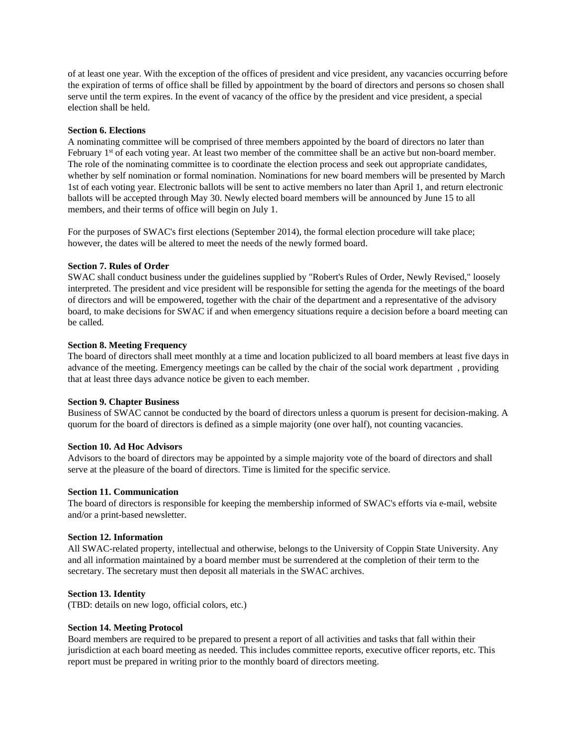of at least one year. With the exception of the offices of president and vice president, any vacancies occurring before the expiration of terms of office shall be filled by appointment by the board of directors and persons so chosen shall serve until the term expires. In the event of vacancy of the office by the president and vice president, a special election shall be held.

**Section 6. Elections**

A nominating committee will be comprised of three members appointed by the board of directors no later than February 1st of each voting year. At least two member of the committee shall be an active but non-board member. The role of the nominating committee is to coordinate the election process and seek out appropriate candidates, whether by self nomination or formal nomination. Nominations for new board members will be presented by March 1st of each voting year. Electronic ballots will be sent to active members no later than April 1, and return electronic ballots will be accepted through May 30. Newly elected board members will be announced by June 15 to all members, and their terms of office will begin on July 1.

For the purposes of SWAC's first elections (September 2014), the formal election procedure will take place; however, the dates will be altered to meet the needs of the newly formed board.

**Section 7. Rules of Order**

SWAC shall conduct business under the guidelines supplied by "Robert's Rules of Order, Newly Revised," loosely interpreted. The president and vice president will be responsible for setting the agenda for the meetings of the board of directors and will be empowered, together with the chair of the department and a representative of the advisory board, to make decisions for SWAC if and when emergency situations require a decision before a board meeting can be called.

**Section 8. Meeting Frequency**

The board of directors shall meet monthly at a time and location publicized to all board members at least five days in advance of the meeting. Emergency meetings can be called by the chair of the social work department , providing that at least three days advance notice be given to each member.

**Section 9. Chapter Business**

Business of SWAC cannot be conducted by the board of directors unless a quorum is present for decision-making. A quorum for the board of directors is defined as a simple majority (one over half), not counting vacancies.

**Section 10. Ad Hoc Advisors**

Advisors to the board of directors may be appointed by a simple majority vote of the board of directors and shall serve at the pleasure of the board of directors. Time is limited for the specific service.

**Section 11. Communication**

The board of directors is responsible for keeping the membership informed of SWAC's efforts via e-mail, website and/or a print-based newsletter.

**Section 12. Information**

All SWAC-related property, intellectual and otherwise, belongs to the University of Coppin State University. Any and all information maintained by a board member must be surrendered at the completion of their term to the secretary. The secretary must then deposit all materials in the SWAC archives.

**Section 13. Identity**

(TBD: details on new logo, official colors, etc.)

**Section 14. Meeting Protocol**

Board members are required to be prepared to present a report of all activities and tasks that fall within their jurisdiction at each board meeting as needed. This includes committee reports, executive officer reports, etc. This report must be prepared in writing prior to the monthly board of directors meeting.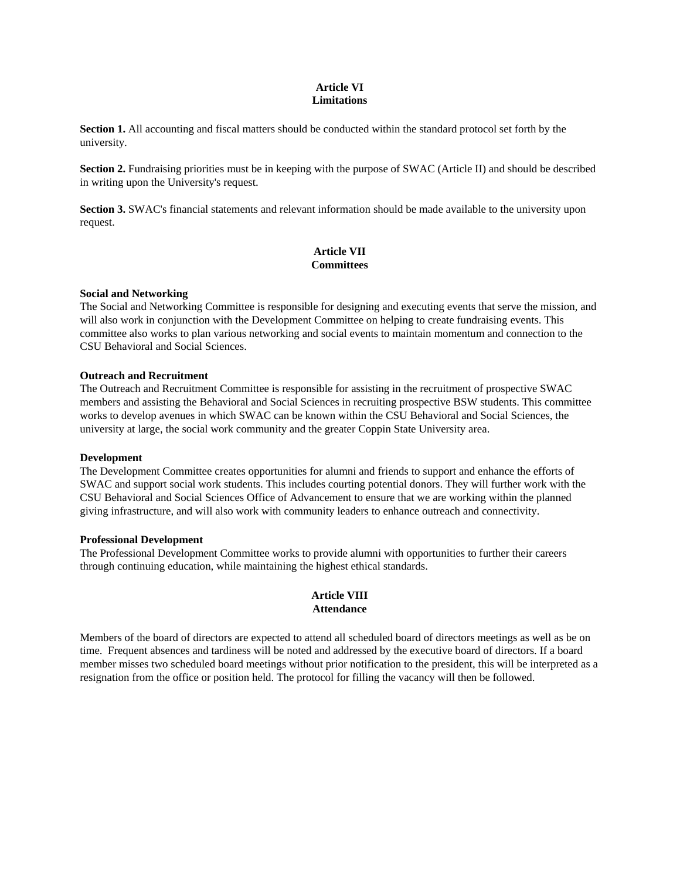## Article VI
## Limitations

**Section 1.** All accounting and fiscal matters should be conducted within the standard protocol set forth by the university.

**Section 2.** Fundraising priorities must be in keeping with the purpose of SWAC (Article II) and should be described in writing upon the University's request.

**Section 3.** SWAC's financial statements and relevant information should be made available to the university upon request.

## Article VII
## Committees

**Social and Networking**
The Social and Networking Committee is responsible for designing and executing events that serve the mission, and will also work in conjunction with the Development Committee on helping to create fundraising events. This committee also works to plan various networking and social events to maintain momentum and connection to the CSU Behavioral and Social Sciences.

**Outreach and Recruitment**
The Outreach and Recruitment Committee is responsible for assisting in the recruitment of prospective SWAC members and assisting the Behavioral and Social Sciences in recruiting prospective BSW students. This committee works to develop avenues in which SWAC can be known within the CSU Behavioral and Social Sciences, the university at large, the social work community and the greater Coppin State University area.

**Development**
The Development Committee creates opportunities for alumni and friends to support and enhance the efforts of SWAC and support social work students. This includes courting potential donors. They will further work with the CSU Behavioral and Social Sciences Office of Advancement to ensure that we are working within the planned giving infrastructure, and will also work with community leaders to enhance outreach and connectivity.

**Professional Development**
The Professional Development Committee works to provide alumni with opportunities to further their careers through continuing education, while maintaining the highest ethical standards.

## Article VIII
## Attendance

Members of the board of directors are expected to attend all scheduled board of directors meetings as well as be on time. Frequent absences and tardiness will be noted and addressed by the executive board of directors. If a board member misses two scheduled board meetings without prior notification to the president, this will be interpreted as a resignation from the office or position held. The protocol for filling the vacancy will then be followed.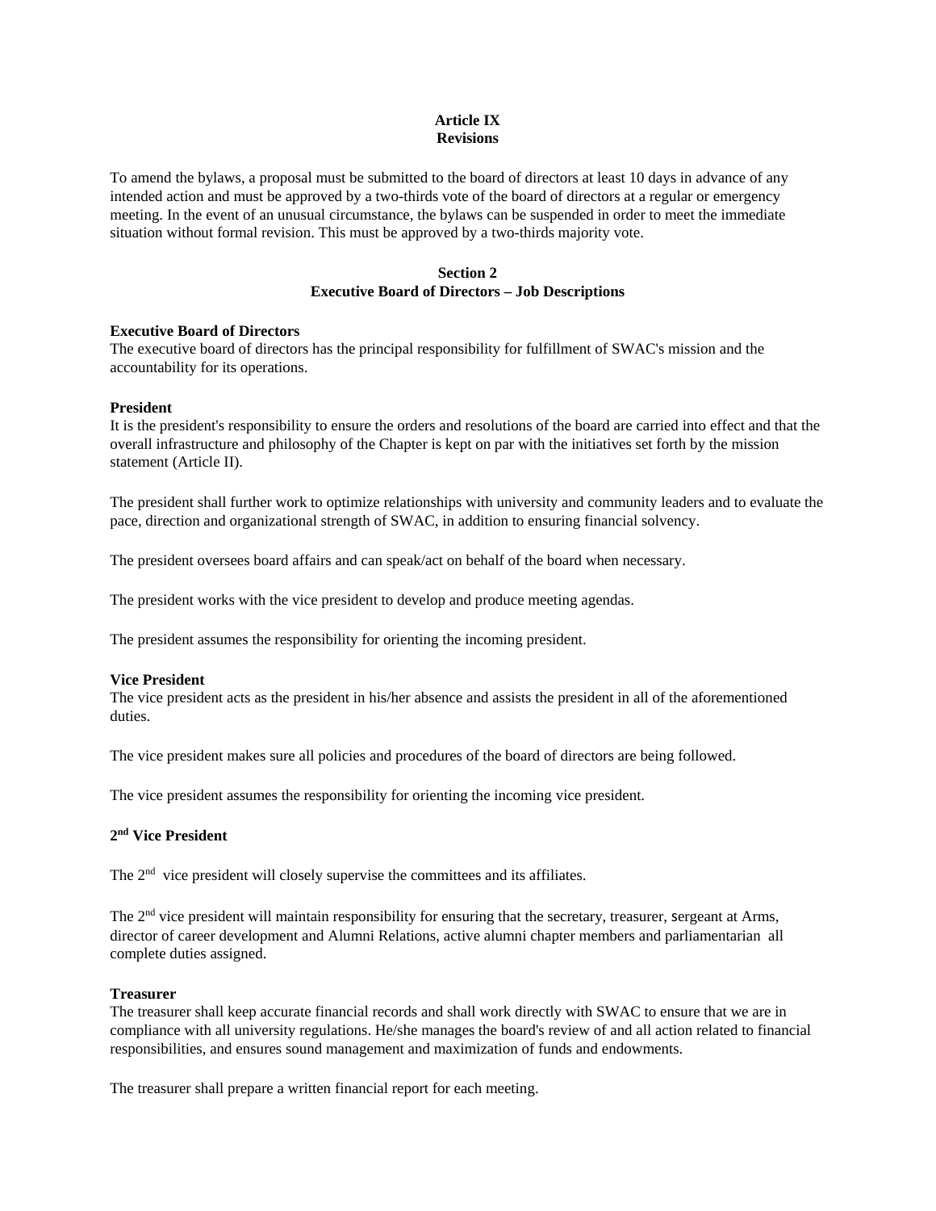## Article IX
## Revisions

To amend the bylaws, a proposal must be submitted to the board of directors at least 10 days in advance of any intended action and must be approved by a two-thirds vote of the board of directors at a regular or emergency meeting. In the event of an unusual circumstance, the bylaws can be suspended in order to meet the immediate situation without formal revision. This must be approved by a two-thirds majority vote.

## Section 2
## Executive Board of Directors – Job Descriptions

**Executive Board of Directors**

The executive board of directors has the principal responsibility for fulfillment of SWAC's mission and the accountability for its operations.

**President**

It is the president's responsibility to ensure the orders and resolutions of the board are carried into effect and that the overall infrastructure and philosophy of the Chapter is kept on par with the initiatives set forth by the mission statement (Article II).

The president shall further work to optimize relationships with university and community leaders and to evaluate the pace, direction and organizational strength of SWAC, in addition to ensuring financial solvency.

The president oversees board affairs and can speak/act on behalf of the board when necessary.

The president works with the vice president to develop and produce meeting agendas.

The president assumes the responsibility for orienting the incoming president.

**Vice President**

The vice president acts as the president in his/her absence and assists the president in all of the aforementioned duties.

The vice president makes sure all policies and procedures of the board of directors are being followed.

The vice president assumes the responsibility for orienting the incoming vice president.

**2nd Vice President**

The 2nd vice president will closely supervise the committees and its affiliates.

The 2nd vice president will maintain responsibility for ensuring that the secretary, treasurer, sergeant at Arms, director of career development and Alumni Relations, active alumni chapter members and parliamentarian all complete duties assigned.

**Treasurer**

The treasurer shall keep accurate financial records and shall work directly with SWAC to ensure that we are in compliance with all university regulations. He/she manages the board's review of and all action related to financial responsibilities, and ensures sound management and maximization of funds and endowments.

The treasurer shall prepare a written financial report for each meeting.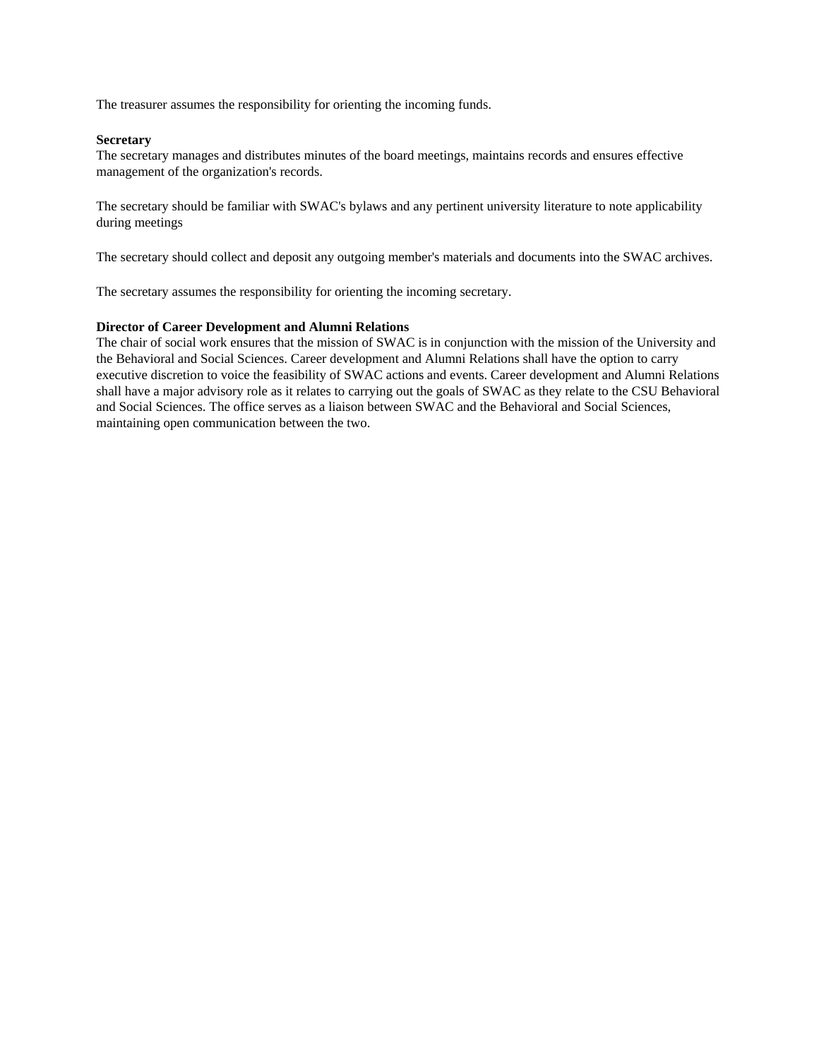The treasurer assumes the responsibility for orienting the incoming funds.

**Secretary**
The secretary manages and distributes minutes of the board meetings, maintains records and ensures effective management of the organization's records.

The secretary should be familiar with SWAC's bylaws and any pertinent university literature to note applicability during meetings

The secretary should collect and deposit any outgoing member's materials and documents into the SWAC archives.

The secretary assumes the responsibility for orienting the incoming secretary.

**Director of Career Development and Alumni Relations**
The chair of social work ensures that the mission of SWAC is in conjunction with the mission of the University and the Behavioral and Social Sciences. Career development and Alumni Relations shall have the option to carry executive discretion to voice the feasibility of SWAC actions and events. Career development and Alumni Relations shall have a major advisory role as it relates to carrying out the goals of SWAC as they relate to the CSU Behavioral and Social Sciences. The office serves as a liaison between SWAC and the Behavioral and Social Sciences, maintaining open communication between the two.